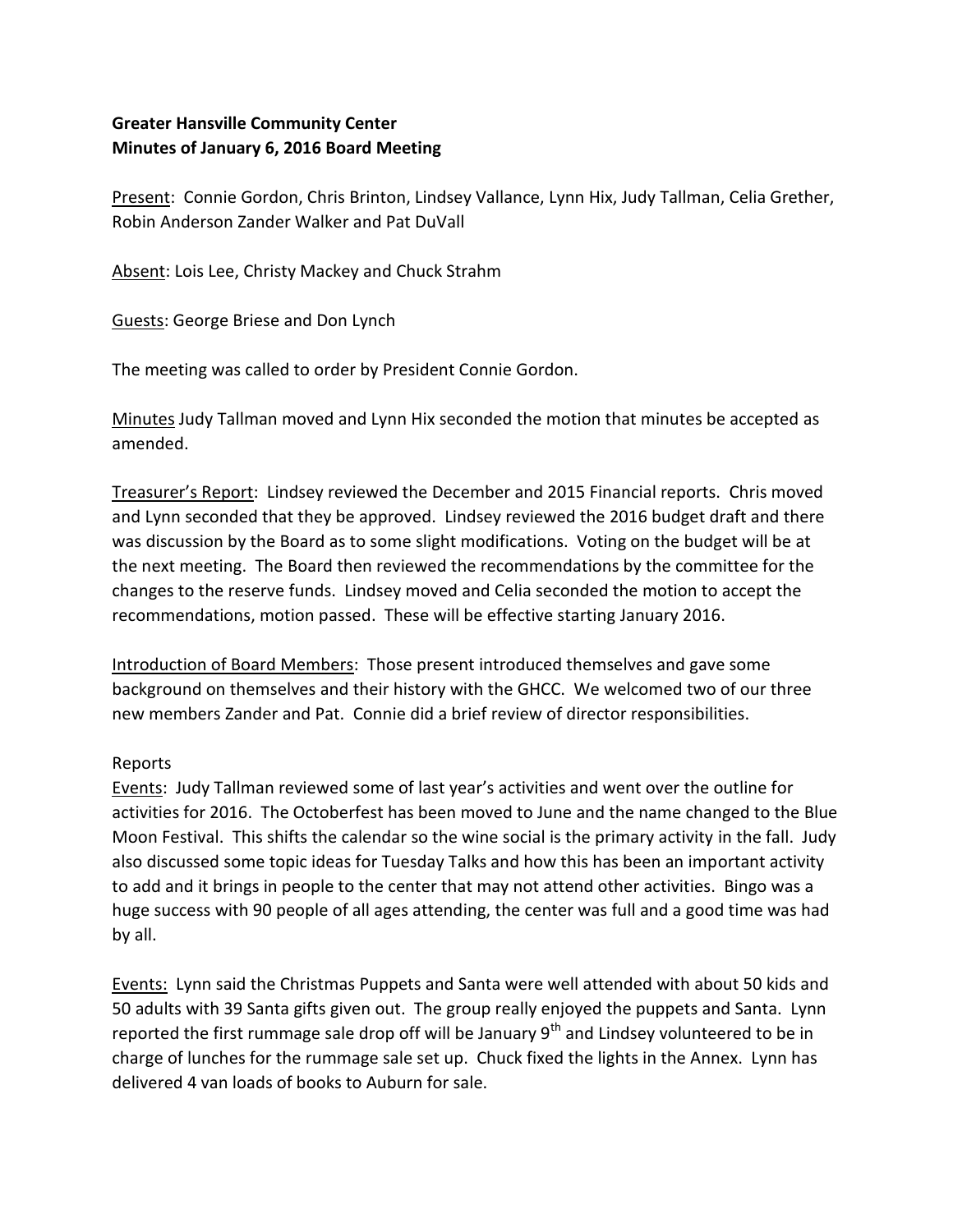**Greater Hansville Community Center**
**Minutes of January 6, 2016 Board Meeting**

Present: Connie Gordon, Chris Brinton, Lindsey Vallance, Lynn Hix, Judy Tallman, Celia Grether, Robin Anderson Zander Walker and Pat DuVall

Absent: Lois Lee, Christy Mackey and Chuck Strahm

Guests: George Briese and Don Lynch

The meeting was called to order by President Connie Gordon.

Minutes Judy Tallman moved and Lynn Hix seconded the motion that minutes be accepted as amended.

Treasurer's Report: Lindsey reviewed the December and 2015 Financial reports. Chris moved and Lynn seconded that they be approved. Lindsey reviewed the 2016 budget draft and there was discussion by the Board as to some slight modifications. Voting on the budget will be at the next meeting. The Board then reviewed the recommendations by the committee for the changes to the reserve funds. Lindsey moved and Celia seconded the motion to accept the recommendations, motion passed. These will be effective starting January 2016.

Introduction of Board Members: Those present introduced themselves and gave some background on themselves and their history with the GHCC. We welcomed two of our three new members Zander and Pat. Connie did a brief review of director responsibilities.

Reports

Events: Judy Tallman reviewed some of last year's activities and went over the outline for activities for 2016. The Octoberfest has been moved to June and the name changed to the Blue Moon Festival. This shifts the calendar so the wine social is the primary activity in the fall. Judy also discussed some topic ideas for Tuesday Talks and how this has been an important activity to add and it brings in people to the center that may not attend other activities. Bingo was a huge success with 90 people of all ages attending, the center was full and a good time was had by all.

Events: Lynn said the Christmas Puppets and Santa were well attended with about 50 kids and 50 adults with 39 Santa gifts given out. The group really enjoyed the puppets and Santa. Lynn reported the first rummage sale drop off will be January 9th and Lindsey volunteered to be in charge of lunches for the rummage sale set up. Chuck fixed the lights in the Annex. Lynn has delivered 4 van loads of books to Auburn for sale.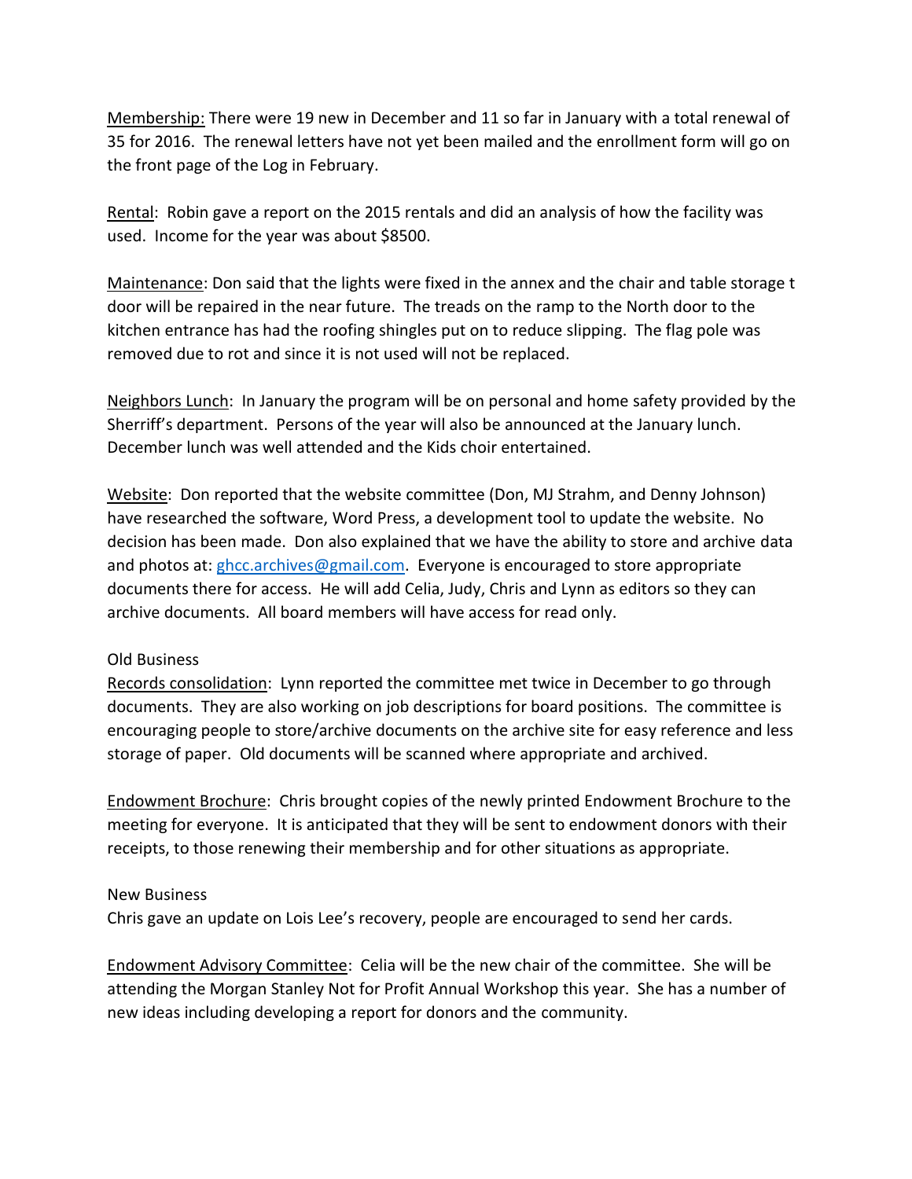<u>Membership:</u> There were 19 new in December and 11 so far in January with a total renewal of 35 for 2016. The renewal letters have not yet been mailed and the enrollment form will go on the front page of the Log in February.

<u>Rental</u>: Robin gave a report on the 2015 rentals and did an analysis of how the facility was used. Income for the year was about $8500.

<u>Maintenance</u>: Don said that the lights were fixed in the annex and the chair and table storage t door will be repaired in the near future. The treads on the ramp to the North door to the kitchen entrance has had the roofing shingles put on to reduce slipping. The flag pole was removed due to rot and since it is not used will not be replaced.

<u>Neighbors Lunch</u>: In January the program will be on personal and home safety provided by the Sherriff's department. Persons of the year will also be announced at the January lunch. December lunch was well attended and the Kids choir entertained.

<u>Website</u>: Don reported that the website committee (Don, MJ Strahm, and Denny Johnson) have researched the software, Word Press, a development tool to update the website. No decision has been made. Don also explained that we have the ability to store and archive data and photos at: ghcc.archives@gmail.com. Everyone is encouraged to store appropriate documents there for access. He will add Celia, Judy, Chris and Lynn as editors so they can archive documents. All board members will have access for read only.

Old Business

<u>Records consolidation</u>: Lynn reported the committee met twice in December to go through documents. They are also working on job descriptions for board positions. The committee is encouraging people to store/archive documents on the archive site for easy reference and less storage of paper. Old documents will be scanned where appropriate and archived.

<u>Endowment Brochure</u>: Chris brought copies of the newly printed Endowment Brochure to the meeting for everyone. It is anticipated that they will be sent to endowment donors with their receipts, to those renewing their membership and for other situations as appropriate.

New Business

Chris gave an update on Lois Lee's recovery, people are encouraged to send her cards.

<u>Endowment Advisory Committee</u>: Celia will be the new chair of the committee. She will be attending the Morgan Stanley Not for Profit Annual Workshop this year. She has a number of new ideas including developing a report for donors and the community.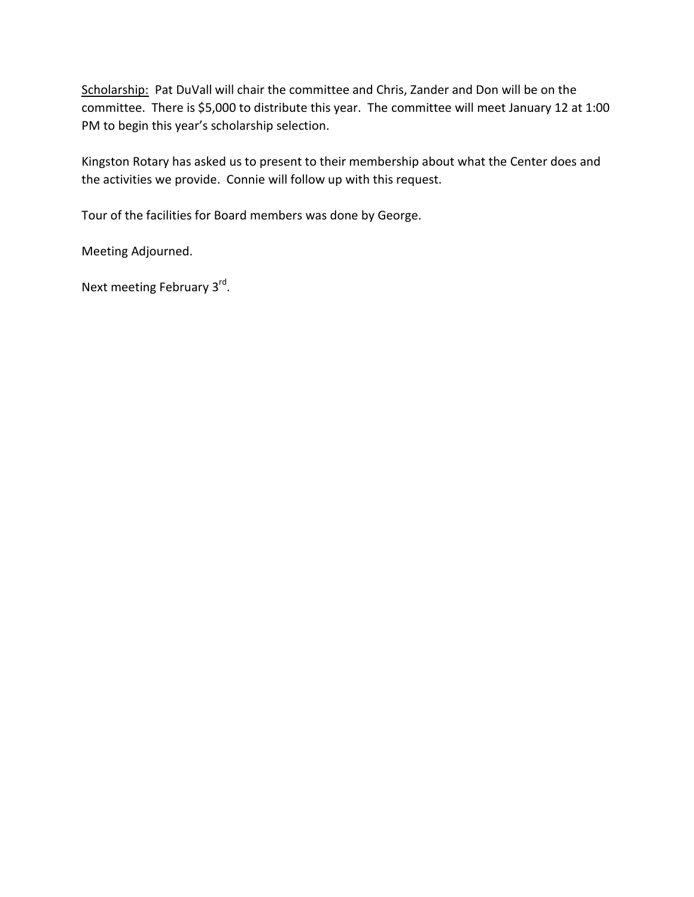<u>Scholarship:</u> Pat DuVall will chair the committee and Chris, Zander and Don will be on the committee. There is $5,000 to distribute this year. The committee will meet January 12 at 1:00 PM to begin this year's scholarship selection.

Kingston Rotary has asked us to present to their membership about what the Center does and the activities we provide. Connie will follow up with this request.

Tour of the facilities for Board members was done by George.

Meeting Adjourned.

Next meeting February 3rd.